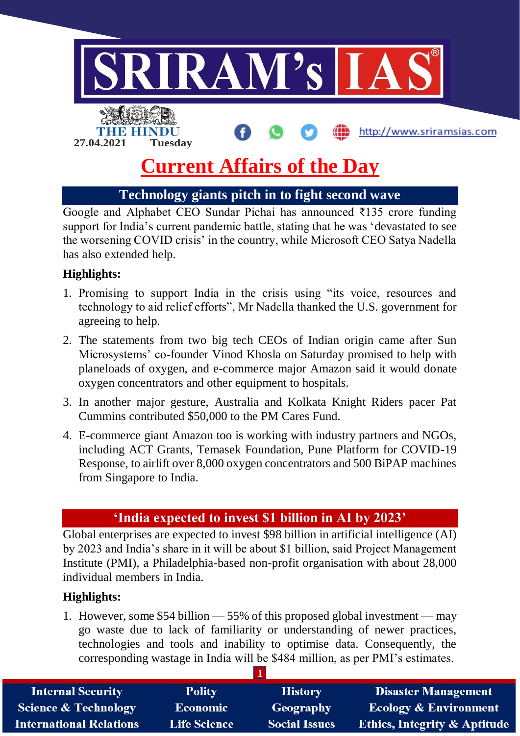27.04.2021 Tuesday

# Current Affairs of the Day

## Technology giants pitch in to fight second wave

Google and Alphabet CEO Sundar Pichai has announced ₹135 crore funding support for India's current pandemic battle, stating that he was 'devastated to see the worsening COVID crisis' in the country, while Microsoft CEO Satya Nadella has also extended help.

**Highlights:**

1. Promising to support India in the crisis using "its voice, resources and technology to aid relief efforts", Mr Nadella thanked the U.S. government for agreeing to help.
2. The statements from two big tech CEOs of Indian origin came after Sun Microsystems' co-founder Vinod Khosla on Saturday promised to help with planeloads of oxygen, and e-commerce major Amazon said it would donate oxygen concentrators and other equipment to hospitals.
3. In another major gesture, Australia and Kolkata Knight Riders pacer Pat Cummins contributed $50,000 to the PM Cares Fund.
4. E-commerce giant Amazon too is working with industry partners and NGOs, including ACT Grants, Temasek Foundation, Pune Platform for COVID-19 Response, to airlift over 8,000 oxygen concentrators and 500 BiPAP machines from Singapore to India.

## 'India expected to invest $1 billion in AI by 2023'

Global enterprises are expected to invest $98 billion in artificial intelligence (AI) by 2023 and India's share in it will be about $1 billion, said Project Management Institute (PMI), a Philadelphia-based non-profit organisation with about 28,000 individual members in India.

**Highlights:**

1. However, some $54 billion — 55% of this proposed global investment — may go waste due to lack of familiarity or understanding of newer practices, technologies and tools and inability to optimise data. Consequently, the corresponding wastage in India will be $484 million, as per PMI's estimates.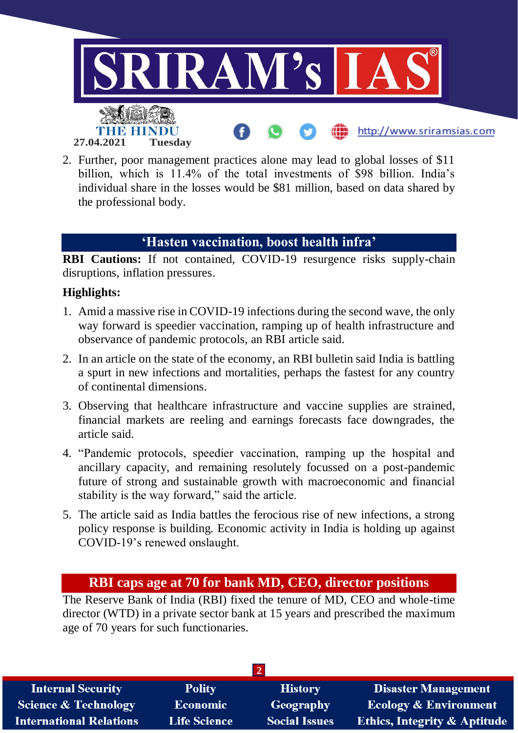2. Further, poor management practices alone may lead to global losses of $11 billion, which is 11.4% of the total investments of $98 billion. India's individual share in the losses would be $81 million, based on data shared by the professional body.

## 'Hasten vaccination, boost health infra'

**RBI Cautions:** If not contained, COVID-19 resurgence risks supply-chain disruptions, inflation pressures.

**Highlights:**

1. Amid a massive rise in COVID-19 infections during the second wave, the only way forward is speedier vaccination, ramping up of health infrastructure and observance of pandemic protocols, an RBI article said.
2. In an article on the state of the economy, an RBI bulletin said India is battling a spurt in new infections and mortalities, perhaps the fastest for any country of continental dimensions.
3. Observing that healthcare infrastructure and vaccine supplies are strained, financial markets are reeling and earnings forecasts face downgrades, the article said.
4. "Pandemic protocols, speedier vaccination, ramping up the hospital and ancillary capacity, and remaining resolutely focussed on a post-pandemic future of strong and sustainable growth with macroeconomic and financial stability is the way forward," said the article.
5. The article said as India battles the ferocious rise of new infections, a strong policy response is building. Economic activity in India is holding up against COVID-19's renewed onslaught.

## RBI caps age at 70 for bank MD, CEO, director positions

The Reserve Bank of India (RBI) fixed the tenure of MD, CEO and whole-time director (WTD) in a private sector bank at 15 years and prescribed the maximum age of 70 years for such functionaries.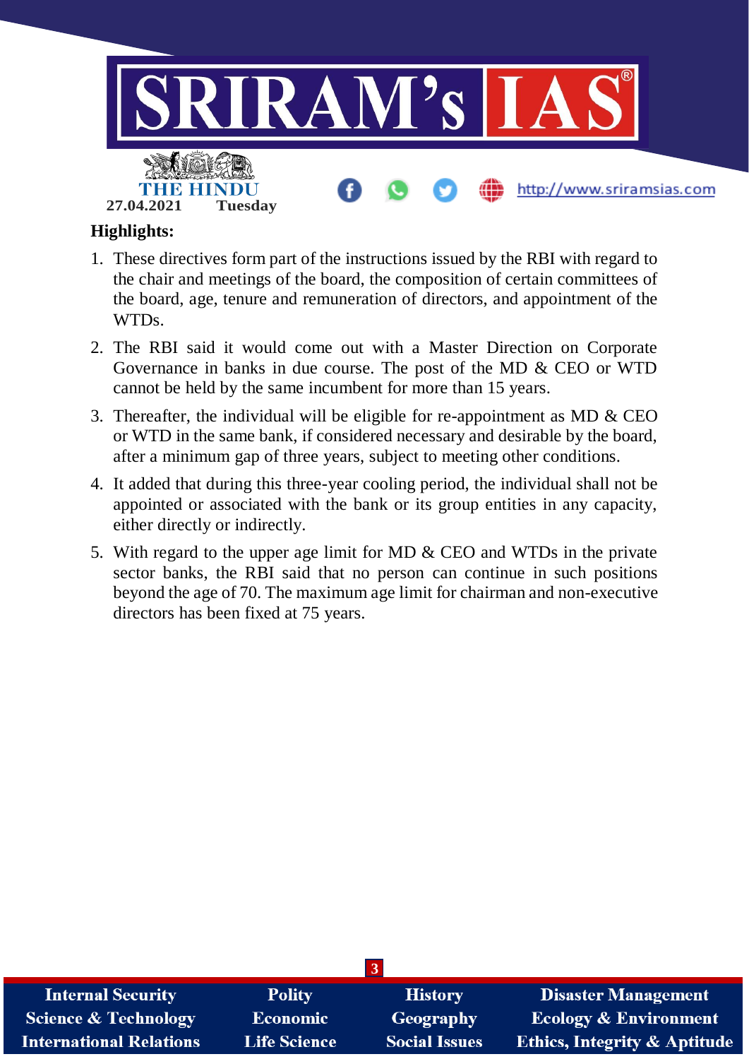**Highlights:**

1. These directives form part of the instructions issued by the RBI with regard to the chair and meetings of the board, the composition of certain committees of the board, age, tenure and remuneration of directors, and appointment of the WTDs.
2. The RBI said it would come out with a Master Direction on Corporate Governance in banks in due course. The post of the MD & CEO or WTD cannot be held by the same incumbent for more than 15 years.
3. Thereafter, the individual will be eligible for re-appointment as MD & CEO or WTD in the same bank, if considered necessary and desirable by the board, after a minimum gap of three years, subject to meeting other conditions.
4. It added that during this three-year cooling period, the individual shall not be appointed or associated with the bank or its group entities in any capacity, either directly or indirectly.
5. With regard to the upper age limit for MD & CEO and WTDs in the private sector banks, the RBI said that no person can continue in such positions beyond the age of 70. The maximum age limit for chairman and non-executive directors has been fixed at 75 years.